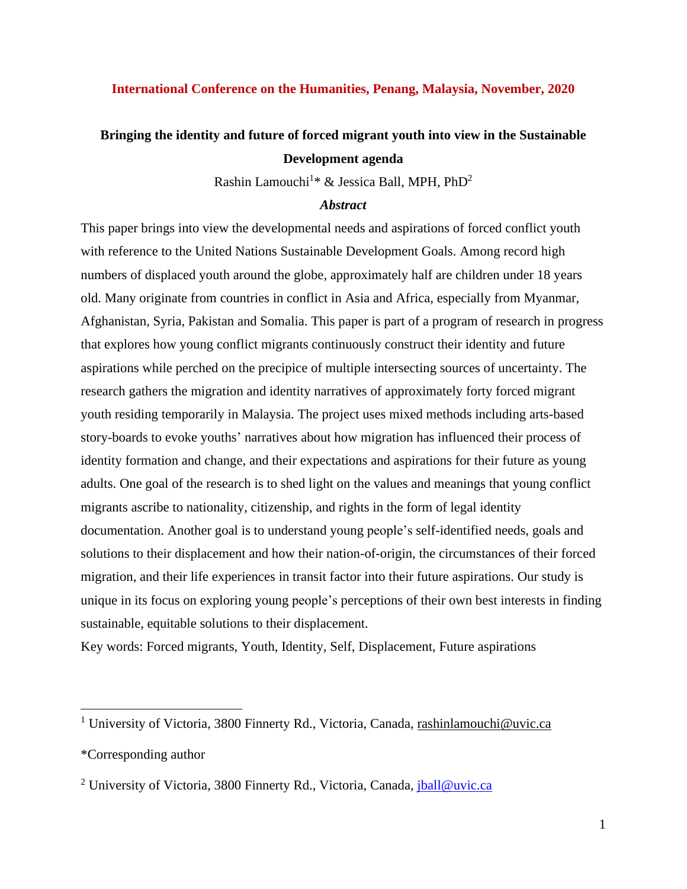**International Conference on the Humanities, Penang, Malaysia, November, 2020**

# Bringing the identity and future of forced migrant youth into view in the Sustainable Development agenda

Rashin Lamouchi[1]* & Jessica Ball, MPH, PhD[2]

### *Abstract*

This paper brings into view the developmental needs and aspirations of forced conflict youth with reference to the United Nations Sustainable Development Goals. Among record high numbers of displaced youth around the globe, approximately half are children under 18 years old. Many originate from countries in conflict in Asia and Africa, especially from Myanmar, Afghanistan, Syria, Pakistan and Somalia. This paper is part of a program of research in progress that explores how young conflict migrants continuously construct their identity and future aspirations while perched on the precipice of multiple intersecting sources of uncertainty. The research gathers the migration and identity narratives of approximately forty forced migrant youth residing temporarily in Malaysia. The project uses mixed methods including arts-based story-boards to evoke youths' narratives about how migration has influenced their process of identity formation and change, and their expectations and aspirations for their future as young adults. One goal of the research is to shed light on the values and meanings that young conflict migrants ascribe to nationality, citizenship, and rights in the form of legal identity documentation. Another goal is to understand young people's self-identified needs, goals and solutions to their displacement and how their nation-of-origin, the circumstances of their forced migration, and their life experiences in transit factor into their future aspirations. Our study is unique in its focus on exploring young people's perceptions of their own best interests in finding sustainable, equitable solutions to their displacement.

Key words: Forced migrants, Youth, Identity, Self, Displacement, Future aspirations

---

[1] University of Victoria, 3800 Finnerty Rd., Victoria, Canada, rashinlamouchi@uvic.ca

*Corresponding author

[2] University of Victoria, 3800 Finnerty Rd., Victoria, Canada, jball@uvic.ca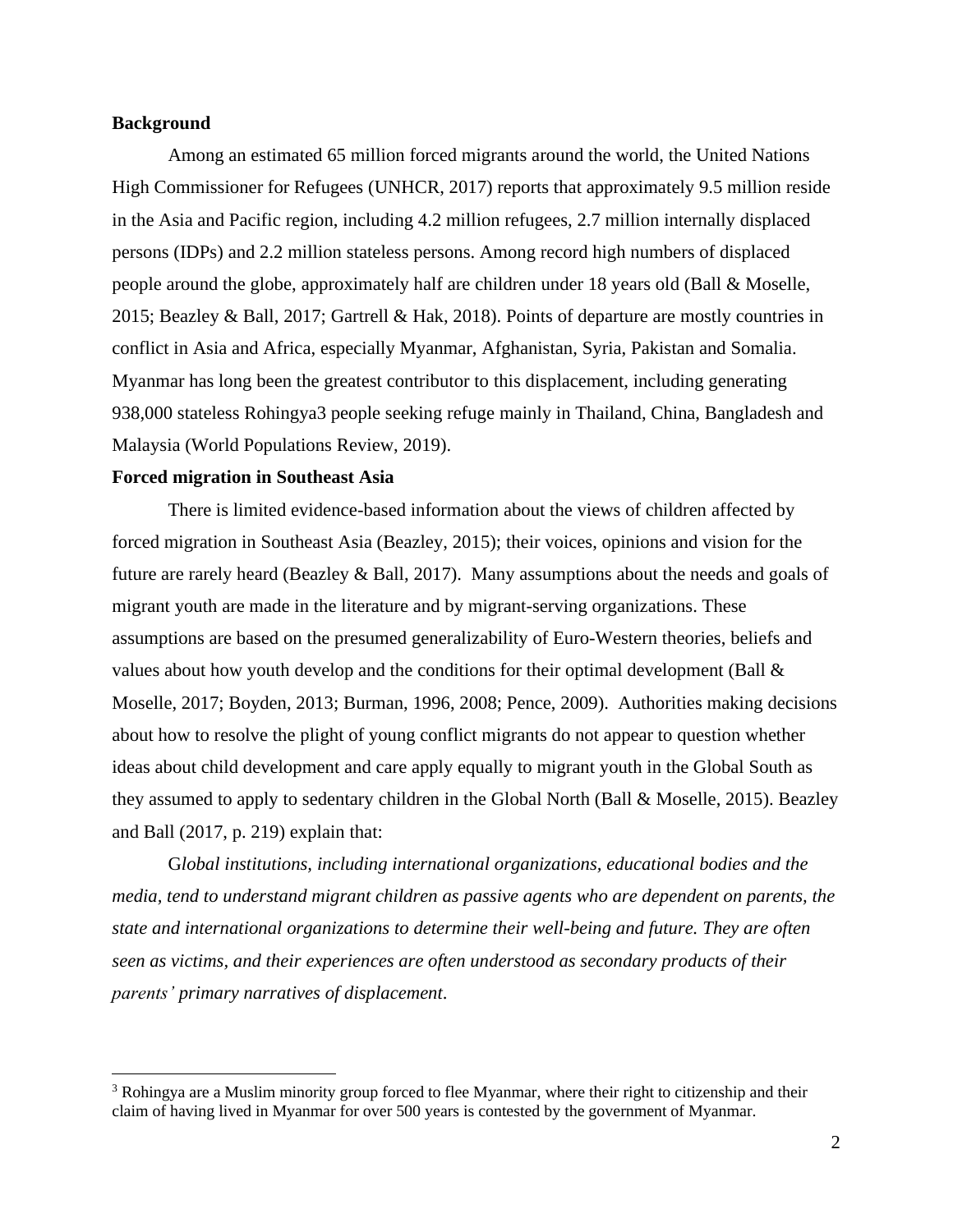**Background**

Among an estimated 65 million forced migrants around the world, the United Nations High Commissioner for Refugees (UNHCR, 2017) reports that approximately 9.5 million reside in the Asia and Pacific region, including 4.2 million refugees, 2.7 million internally displaced persons (IDPs) and 2.2 million stateless persons. Among record high numbers of displaced people around the globe, approximately half are children under 18 years old (Ball & Moselle, 2015; Beazley & Ball, 2017; Gartrell & Hak, 2018). Points of departure are mostly countries in conflict in Asia and Africa, especially Myanmar, Afghanistan, Syria, Pakistan and Somalia. Myanmar has long been the greatest contributor to this displacement, including generating 938,000 stateless Rohingya[3] people seeking refuge mainly in Thailand, China, Bangladesh and Malaysia (World Populations Review, 2019).

**Forced migration in Southeast Asia**

There is limited evidence-based information about the views of children affected by forced migration in Southeast Asia (Beazley, 2015); their voices, opinions and vision for the future are rarely heard (Beazley & Ball, 2017). Many assumptions about the needs and goals of migrant youth are made in the literature and by migrant-serving organizations. These assumptions are based on the presumed generalizability of Euro-Western theories, beliefs and values about how youth develop and the conditions for their optimal development (Ball & Moselle, 2017; Boyden, 2013; Burman, 1996, 2008; Pence, 2009). Authorities making decisions about how to resolve the plight of young conflict migrants do not appear to question whether ideas about child development and care apply equally to migrant youth in the Global South as they assumed to apply to sedentary children in the Global North (Ball & Moselle, 2015). Beazley and Ball (2017, p. 219) explain that:

*Global institutions, including international organizations, educational bodies and the media, tend to understand migrant children as passive agents who are dependent on parents, the state and international organizations to determine their well-being and future. They are often seen as victims, and their experiences are often understood as secondary products of their parents' primary narratives of displacement*.

[3] Rohingya are a Muslim minority group forced to flee Myanmar, where their right to citizenship and their claim of having lived in Myanmar for over 500 years is contested by the government of Myanmar.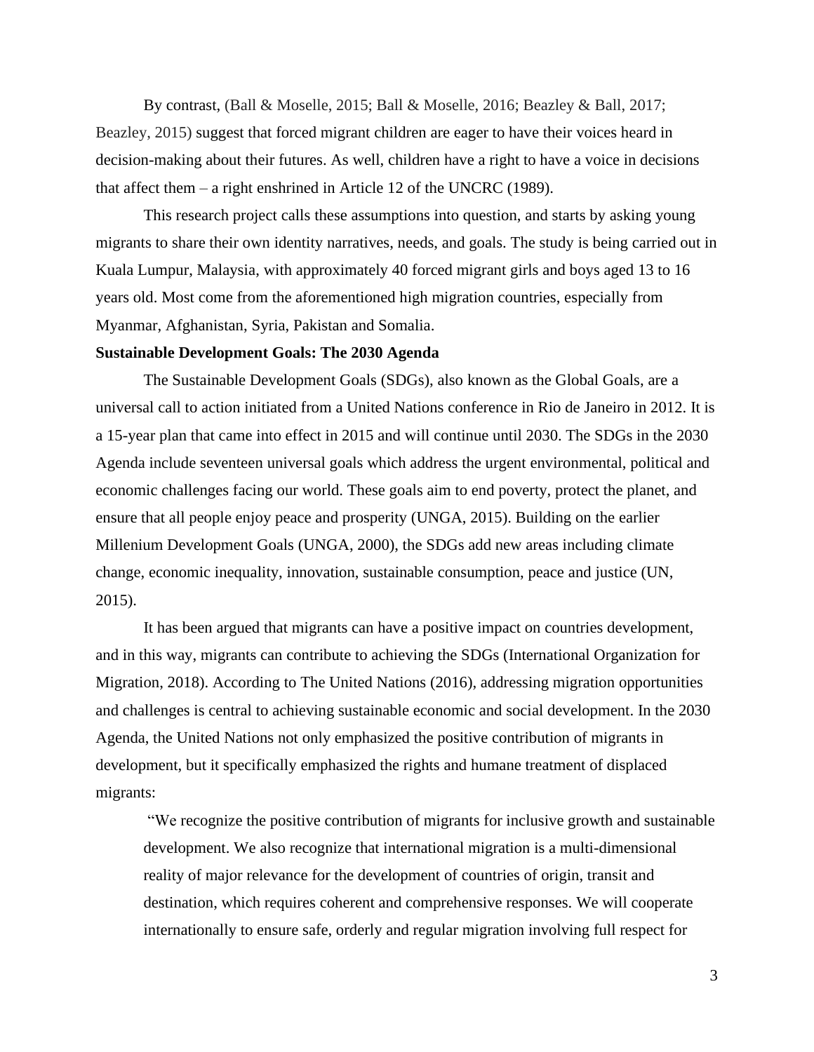By contrast, (Ball & Moselle, 2015; Ball & Moselle, 2016; Beazley & Ball, 2017; Beazley, 2015) suggest that forced migrant children are eager to have their voices heard in decision-making about their futures. As well, children have a right to have a voice in decisions that affect them – a right enshrined in Article 12 of the UNCRC (1989).

This research project calls these assumptions into question, and starts by asking young migrants to share their own identity narratives, needs, and goals. The study is being carried out in Kuala Lumpur, Malaysia, with approximately 40 forced migrant girls and boys aged 13 to 16 years old. Most come from the aforementioned high migration countries, especially from Myanmar, Afghanistan, Syria, Pakistan and Somalia.

**Sustainable Development Goals: The 2030 Agenda**

The Sustainable Development Goals (SDGs), also known as the Global Goals, are a universal call to action initiated from a United Nations conference in Rio de Janeiro in 2012. It is a 15-year plan that came into effect in 2015 and will continue until 2030. The SDGs in the 2030 Agenda include seventeen universal goals which address the urgent environmental, political and economic challenges facing our world. These goals aim to end poverty, protect the planet, and ensure that all people enjoy peace and prosperity (UNGA, 2015). Building on the earlier Millenium Development Goals (UNGA, 2000), the SDGs add new areas including climate change, economic inequality, innovation, sustainable consumption, peace and justice (UN, 2015).

It has been argued that migrants can have a positive impact on countries development, and in this way, migrants can contribute to achieving the SDGs (International Organization for Migration, 2018). According to The United Nations (2016), addressing migration opportunities and challenges is central to achieving sustainable economic and social development. In the 2030 Agenda, the United Nations not only emphasized the positive contribution of migrants in development, but it specifically emphasized the rights and humane treatment of displaced migrants:

> "We recognize the positive contribution of migrants for inclusive growth and sustainable development. We also recognize that international migration is a multi-dimensional reality of major relevance for the development of countries of origin, transit and destination, which requires coherent and comprehensive responses. We will cooperate internationally to ensure safe, orderly and regular migration involving full respect for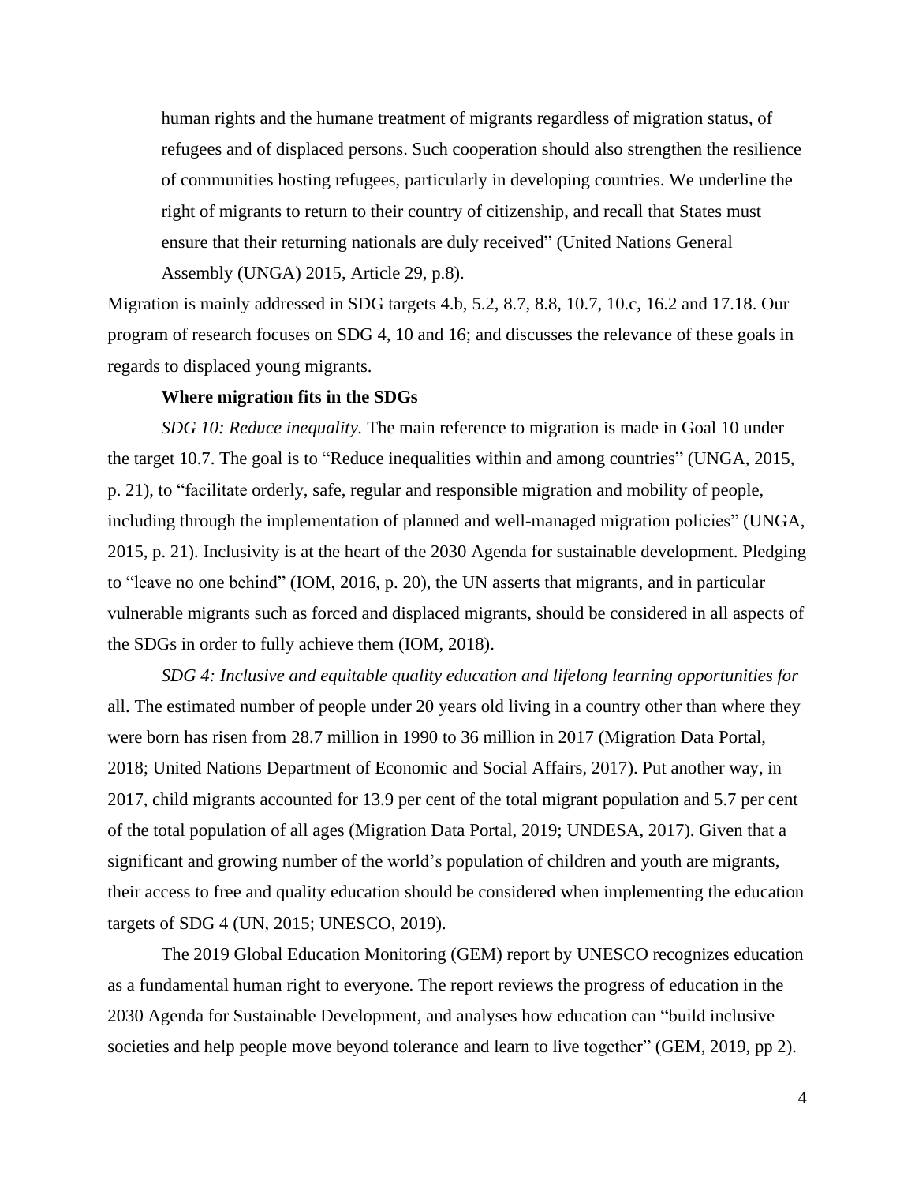human rights and the humane treatment of migrants regardless of migration status, of refugees and of displaced persons. Such cooperation should also strengthen the resilience of communities hosting refugees, particularly in developing countries. We underline the right of migrants to return to their country of citizenship, and recall that States must ensure that their returning nationals are duly received" (United Nations General Assembly (UNGA) 2015, Article 29, p.8).

Migration is mainly addressed in SDG targets 4.b, 5.2, 8.7, 8.8, 10.7, 10.c, 16.2 and 17.18. Our program of research focuses on SDG 4, 10 and 16; and discusses the relevance of these goals in regards to displaced young migrants.

### Where migration fits in the SDGs

*SDG 10: Reduce inequality.* The main reference to migration is made in Goal 10 under the target 10.7. The goal is to "Reduce inequalities within and among countries" (UNGA, 2015, p. 21), to "facilitate orderly, safe, regular and responsible migration and mobility of people, including through the implementation of planned and well-managed migration policies" (UNGA, 2015, p. 21). Inclusivity is at the heart of the 2030 Agenda for sustainable development. Pledging to "leave no one behind" (IOM, 2016, p. 20), the UN asserts that migrants, and in particular vulnerable migrants such as forced and displaced migrants, should be considered in all aspects of the SDGs in order to fully achieve them (IOM, 2018).

*SDG 4: Inclusive and equitable quality education and lifelong learning opportunities for* all. The estimated number of people under 20 years old living in a country other than where they were born has risen from 28.7 million in 1990 to 36 million in 2017 (Migration Data Portal, 2018; United Nations Department of Economic and Social Affairs, 2017). Put another way, in 2017, child migrants accounted for 13.9 per cent of the total migrant population and 5.7 per cent of the total population of all ages (Migration Data Portal, 2019; UNDESA, 2017). Given that a significant and growing number of the world's population of children and youth are migrants, their access to free and quality education should be considered when implementing the education targets of SDG 4 (UN, 2015; UNESCO, 2019).

The 2019 Global Education Monitoring (GEM) report by UNESCO recognizes education as a fundamental human right to everyone. The report reviews the progress of education in the 2030 Agenda for Sustainable Development, and analyses how education can "build inclusive societies and help people move beyond tolerance and learn to live together" (GEM, 2019, pp 2).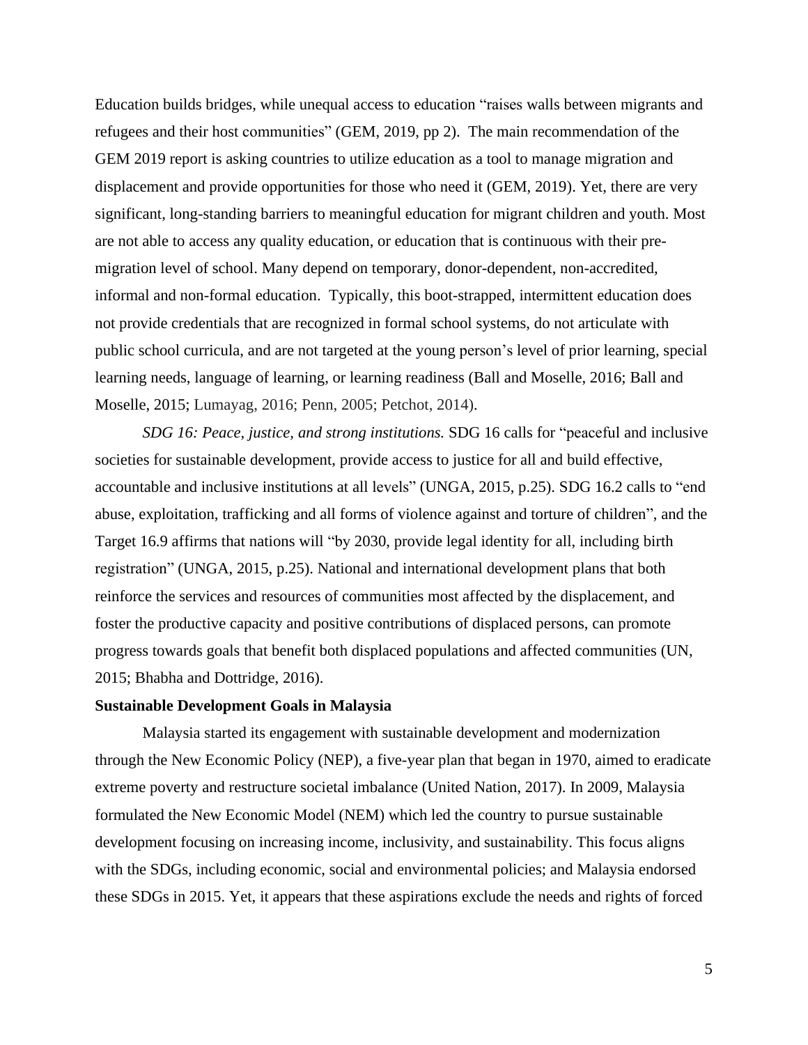Education builds bridges, while unequal access to education "raises walls between migrants and refugees and their host communities" (GEM, 2019, pp 2). The main recommendation of the GEM 2019 report is asking countries to utilize education as a tool to manage migration and displacement and provide opportunities for those who need it (GEM, 2019). Yet, there are very significant, long-standing barriers to meaningful education for migrant children and youth. Most are not able to access any quality education, or education that is continuous with their pre-migration level of school. Many depend on temporary, donor-dependent, non-accredited, informal and non-formal education. Typically, this boot-strapped, intermittent education does not provide credentials that are recognized in formal school systems, do not articulate with public school curricula, and are not targeted at the young person's level of prior learning, special learning needs, language of learning, or learning readiness (Ball and Moselle, 2016; Ball and Moselle, 2015; Lumayag, 2016; Penn, 2005; Petchot, 2014).

*SDG 16: Peace, justice, and strong institutions.* SDG 16 calls for "peaceful and inclusive societies for sustainable development, provide access to justice for all and build effective, accountable and inclusive institutions at all levels" (UNGA, 2015, p.25). SDG 16.2 calls to "end abuse, exploitation, trafficking and all forms of violence against and torture of children", and the Target 16.9 affirms that nations will "by 2030, provide legal identity for all, including birth registration" (UNGA, 2015, p.25). National and international development plans that both reinforce the services and resources of communities most affected by the displacement, and foster the productive capacity and positive contributions of displaced persons, can promote progress towards goals that benefit both displaced populations and affected communities (UN, 2015; Bhabha and Dottridge, 2016).

**Sustainable Development Goals in Malaysia**

Malaysia started its engagement with sustainable development and modernization through the New Economic Policy (NEP), a five-year plan that began in 1970, aimed to eradicate extreme poverty and restructure societal imbalance (United Nation, 2017). In 2009, Malaysia formulated the New Economic Model (NEM) which led the country to pursue sustainable development focusing on increasing income, inclusivity, and sustainability. This focus aligns with the SDGs, including economic, social and environmental policies; and Malaysia endorsed these SDGs in 2015. Yet, it appears that these aspirations exclude the needs and rights of forced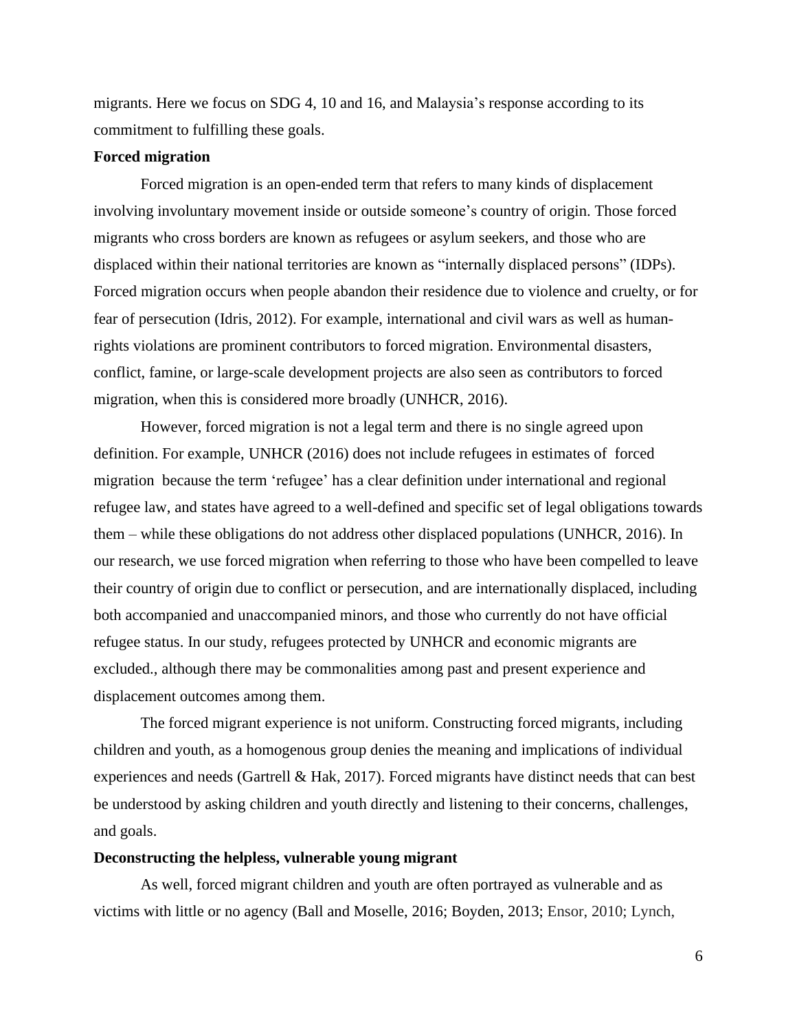migrants. Here we focus on SDG 4, 10 and 16, and Malaysia's response according to its commitment to fulfilling these goals.

**Forced migration**

Forced migration is an open-ended term that refers to many kinds of displacement involving involuntary movement inside or outside someone's country of origin. Those forced migrants who cross borders are known as refugees or asylum seekers, and those who are displaced within their national territories are known as "internally displaced persons" (IDPs). Forced migration occurs when people abandon their residence due to violence and cruelty, or for fear of persecution (Idris, 2012). For example, international and civil wars as well as human-rights violations are prominent contributors to forced migration. Environmental disasters, conflict, famine, or large-scale development projects are also seen as contributors to forced migration, when this is considered more broadly (UNHCR, 2016).

However, forced migration is not a legal term and there is no single agreed upon definition. For example, UNHCR (2016) does not include refugees in estimates of forced migration because the term 'refugee' has a clear definition under international and regional refugee law, and states have agreed to a well-defined and specific set of legal obligations towards them – while these obligations do not address other displaced populations (UNHCR, 2016). In our research, we use forced migration when referring to those who have been compelled to leave their country of origin due to conflict or persecution, and are internationally displaced, including both accompanied and unaccompanied minors, and those who currently do not have official refugee status. In our study, refugees protected by UNHCR and economic migrants are excluded., although there may be commonalities among past and present experience and displacement outcomes among them.

The forced migrant experience is not uniform. Constructing forced migrants, including children and youth, as a homogenous group denies the meaning and implications of individual experiences and needs (Gartrell & Hak, 2017). Forced migrants have distinct needs that can best be understood by asking children and youth directly and listening to their concerns, challenges, and goals.

**Deconstructing the helpless, vulnerable young migrant**

As well, forced migrant children and youth are often portrayed as vulnerable and as victims with little or no agency (Ball and Moselle, 2016; Boyden, 2013; Ensor, 2010; Lynch,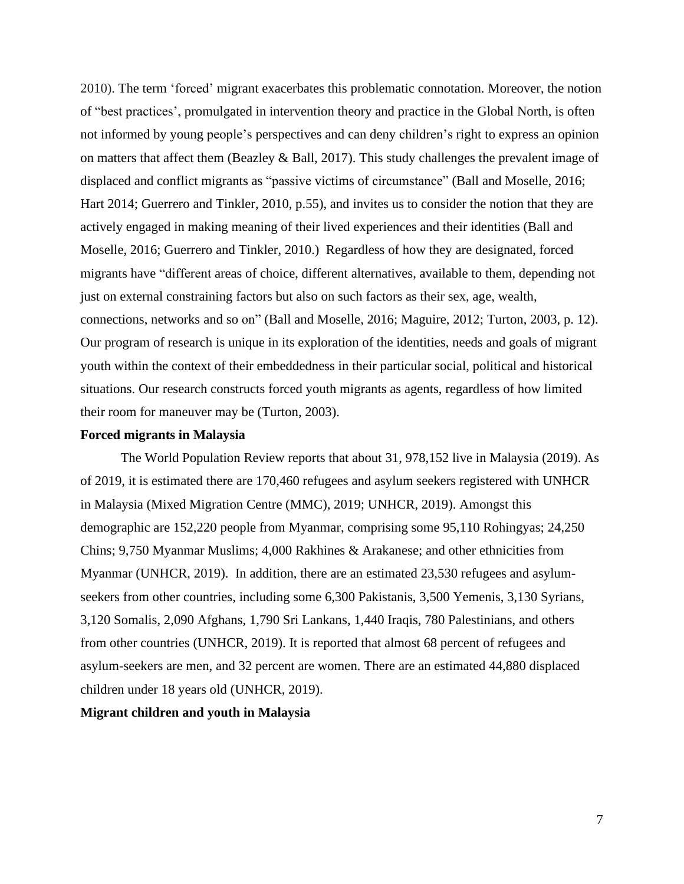2010). The term 'forced' migrant exacerbates this problematic connotation. Moreover, the notion of "best practices', promulgated in intervention theory and practice in the Global North, is often not informed by young people's perspectives and can deny children's right to express an opinion on matters that affect them (Beazley & Ball, 2017). This study challenges the prevalent image of displaced and conflict migrants as "passive victims of circumstance" (Ball and Moselle, 2016; Hart 2014; Guerrero and Tinkler, 2010, p.55), and invites us to consider the notion that they are actively engaged in making meaning of their lived experiences and their identities (Ball and Moselle, 2016; Guerrero and Tinkler, 2010.) Regardless of how they are designated, forced migrants have "different areas of choice, different alternatives, available to them, depending not just on external constraining factors but also on such factors as their sex, age, wealth, connections, networks and so on" (Ball and Moselle, 2016; Maguire, 2012; Turton, 2003, p. 12). Our program of research is unique in its exploration of the identities, needs and goals of migrant youth within the context of their embeddedness in their particular social, political and historical situations. Our research constructs forced youth migrants as agents, regardless of how limited their room for maneuver may be (Turton, 2003).

**Forced migrants in Malaysia**

The World Population Review reports that about 31, 978,152 live in Malaysia (2019). As of 2019, it is estimated there are 170,460 refugees and asylum seekers registered with UNHCR in Malaysia (Mixed Migration Centre (MMC), 2019; UNHCR, 2019). Amongst this demographic are 152,220 people from Myanmar, comprising some 95,110 Rohingyas; 24,250 Chins; 9,750 Myanmar Muslims; 4,000 Rakhines & Arakanese; and other ethnicities from Myanmar (UNHCR, 2019). In addition, there are an estimated 23,530 refugees and asylum-seekers from other countries, including some 6,300 Pakistanis, 3,500 Yemenis, 3,130 Syrians, 3,120 Somalis, 2,090 Afghans, 1,790 Sri Lankans, 1,440 Iraqis, 780 Palestinians, and others from other countries (UNHCR, 2019). It is reported that almost 68 percent of refugees and asylum-seekers are men, and 32 percent are women. There are an estimated 44,880 displaced children under 18 years old (UNHCR, 2019).

**Migrant children and youth in Malaysia**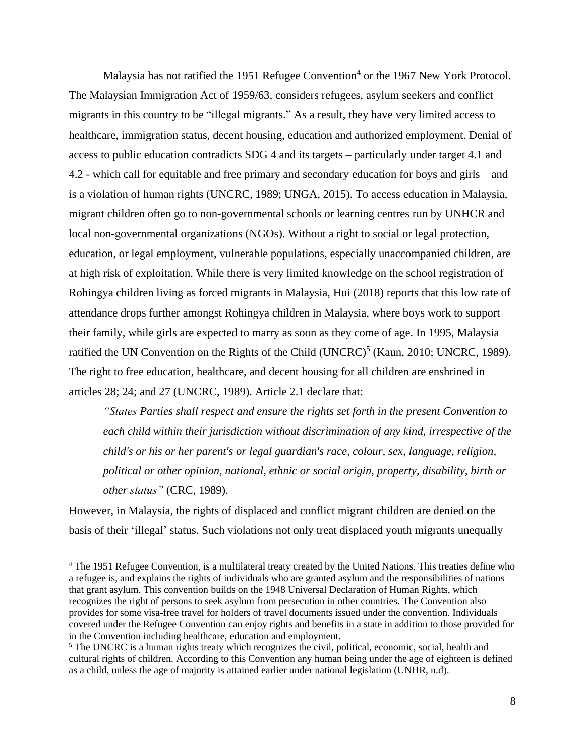Malaysia has not ratified the 1951 Refugee Convention[4] or the 1967 New York Protocol. The Malaysian Immigration Act of 1959/63, considers refugees, asylum seekers and conflict migrants in this country to be "illegal migrants." As a result, they have very limited access to healthcare, immigration status, decent housing, education and authorized employment. Denial of access to public education contradicts SDG 4 and its targets – particularly under target 4.1 and 4.2 - which call for equitable and free primary and secondary education for boys and girls – and is a violation of human rights (UNCRC, 1989; UNGA, 2015). To access education in Malaysia, migrant children often go to non-governmental schools or learning centres run by UNHCR and local non-governmental organizations (NGOs). Without a right to social or legal protection, education, or legal employment, vulnerable populations, especially unaccompanied children, are at high risk of exploitation. While there is very limited knowledge on the school registration of Rohingya children living as forced migrants in Malaysia, Hui (2018) reports that this low rate of attendance drops further amongst Rohingya children in Malaysia, where boys work to support their family, while girls are expected to marry as soon as they come of age. In 1995, Malaysia ratified the UN Convention on the Rights of the Child (UNCRC)[5] (Kaun, 2010; UNCRC, 1989). The right to free education, healthcare, and decent housing for all children are enshrined in articles 28; 24; and 27 (UNCRC, 1989). Article 2.1 declare that:

> *"States Parties shall respect and ensure the rights set forth in the present Convention to each child within their jurisdiction without discrimination of any kind, irrespective of the child's or his or her parent's or legal guardian's race, colour, sex, language, religion, political or other opinion, national, ethnic or social origin, property, disability, birth or other status"* (CRC, 1989).

However, in Malaysia, the rights of displaced and conflict migrant children are denied on the basis of their 'illegal' status. Such violations not only treat displaced youth migrants unequally

---

[4] The 1951 Refugee Convention, is a multilateral treaty created by the United Nations. This treaties define who a refugee is, and explains the rights of individuals who are granted asylum and the responsibilities of nations that grant asylum. This convention builds on the 1948 Universal Declaration of Human Rights, which recognizes the right of persons to seek asylum from persecution in other countries. The Convention also provides for some visa-free travel for holders of travel documents issued under the convention. Individuals covered under the Refugee Convention can enjoy rights and benefits in a state in addition to those provided for in the Convention including healthcare, education and employment.

[5] The UNCRC is a human rights treaty which recognizes the civil, political, economic, social, health and cultural rights of children. According to this Convention any human being under the age of eighteen is defined as a child, unless the age of majority is attained earlier under national legislation (UNHR, n.d).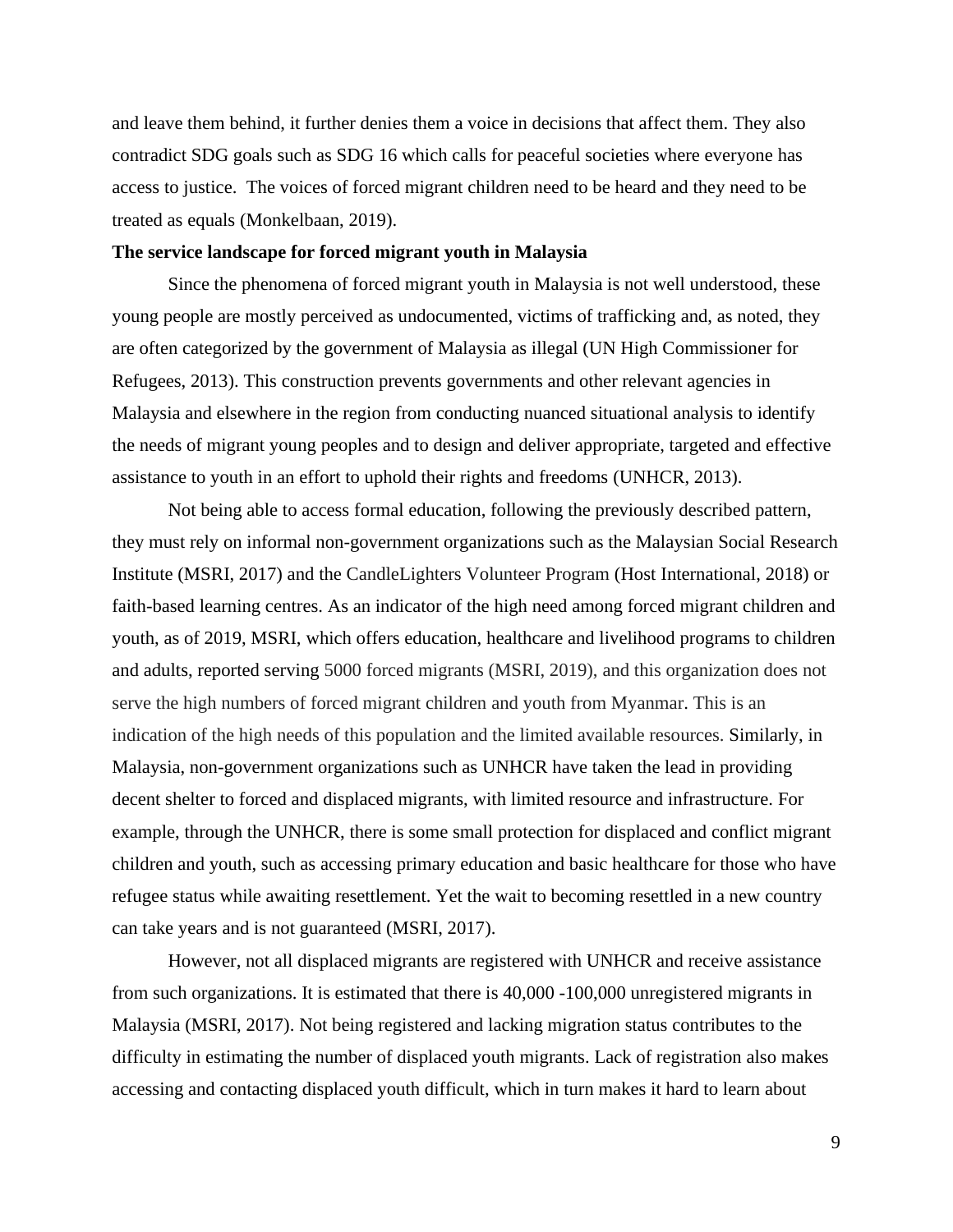and leave them behind, it further denies them a voice in decisions that affect them. They also contradict SDG goals such as SDG 16 which calls for peaceful societies where everyone has access to justice. The voices of forced migrant children need to be heard and they need to be treated as equals (Monkelbaan, 2019).

**The service landscape for forced migrant youth in Malaysia**

Since the phenomena of forced migrant youth in Malaysia is not well understood, these young people are mostly perceived as undocumented, victims of trafficking and, as noted, they are often categorized by the government of Malaysia as illegal (UN High Commissioner for Refugees, 2013). This construction prevents governments and other relevant agencies in Malaysia and elsewhere in the region from conducting nuanced situational analysis to identify the needs of migrant young peoples and to design and deliver appropriate, targeted and effective assistance to youth in an effort to uphold their rights and freedoms (UNHCR, 2013).

Not being able to access formal education, following the previously described pattern, they must rely on informal non-government organizations such as the Malaysian Social Research Institute (MSRI, 2017) and the CandleLighters Volunteer Program (Host International, 2018) or faith-based learning centres. As an indicator of the high need among forced migrant children and youth, as of 2019, MSRI, which offers education, healthcare and livelihood programs to children and adults, reported serving 5000 forced migrants (MSRI, 2019), and this organization does not serve the high numbers of forced migrant children and youth from Myanmar. This is an indication of the high needs of this population and the limited available resources. Similarly, in Malaysia, non-government organizations such as UNHCR have taken the lead in providing decent shelter to forced and displaced migrants, with limited resource and infrastructure. For example, through the UNHCR, there is some small protection for displaced and conflict migrant children and youth, such as accessing primary education and basic healthcare for those who have refugee status while awaiting resettlement. Yet the wait to becoming resettled in a new country can take years and is not guaranteed (MSRI, 2017).

However, not all displaced migrants are registered with UNHCR and receive assistance from such organizations. It is estimated that there is 40,000 -100,000 unregistered migrants in Malaysia (MSRI, 2017). Not being registered and lacking migration status contributes to the difficulty in estimating the number of displaced youth migrants. Lack of registration also makes accessing and contacting displaced youth difficult, which in turn makes it hard to learn about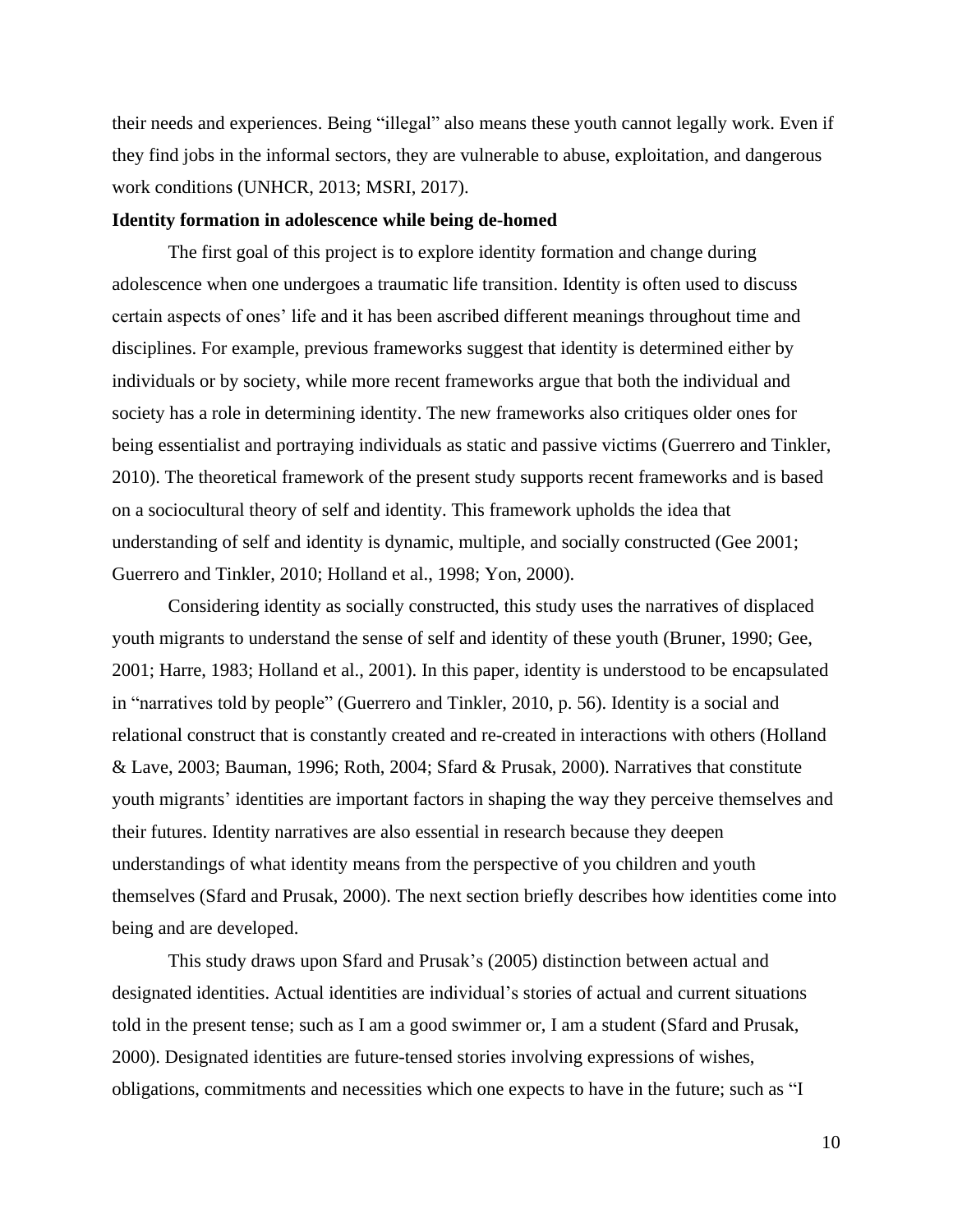their needs and experiences. Being "illegal" also means these youth cannot legally work. Even if they find jobs in the informal sectors, they are vulnerable to abuse, exploitation, and dangerous work conditions (UNHCR, 2013; MSRI, 2017).

**Identity formation in adolescence while being de-homed**

The first goal of this project is to explore identity formation and change during adolescence when one undergoes a traumatic life transition. Identity is often used to discuss certain aspects of ones' life and it has been ascribed different meanings throughout time and disciplines. For example, previous frameworks suggest that identity is determined either by individuals or by society, while more recent frameworks argue that both the individual and society has a role in determining identity. The new frameworks also critiques older ones for being essentialist and portraying individuals as static and passive victims (Guerrero and Tinkler, 2010). The theoretical framework of the present study supports recent frameworks and is based on a sociocultural theory of self and identity. This framework upholds the idea that understanding of self and identity is dynamic, multiple, and socially constructed (Gee 2001; Guerrero and Tinkler, 2010; Holland et al., 1998; Yon, 2000).

Considering identity as socially constructed, this study uses the narratives of displaced youth migrants to understand the sense of self and identity of these youth (Bruner, 1990; Gee, 2001; Harre, 1983; Holland et al., 2001). In this paper, identity is understood to be encapsulated in "narratives told by people" (Guerrero and Tinkler, 2010, p. 56). Identity is a social and relational construct that is constantly created and re-created in interactions with others (Holland & Lave, 2003; Bauman, 1996; Roth, 2004; Sfard & Prusak, 2000). Narratives that constitute youth migrants' identities are important factors in shaping the way they perceive themselves and their futures. Identity narratives are also essential in research because they deepen understandings of what identity means from the perspective of you children and youth themselves (Sfard and Prusak, 2000). The next section briefly describes how identities come into being and are developed.

This study draws upon Sfard and Prusak's (2005) distinction between actual and designated identities. Actual identities are individual's stories of actual and current situations told in the present tense; such as I am a good swimmer or, I am a student (Sfard and Prusak, 2000). Designated identities are future-tensed stories involving expressions of wishes, obligations, commitments and necessities which one expects to have in the future; such as "I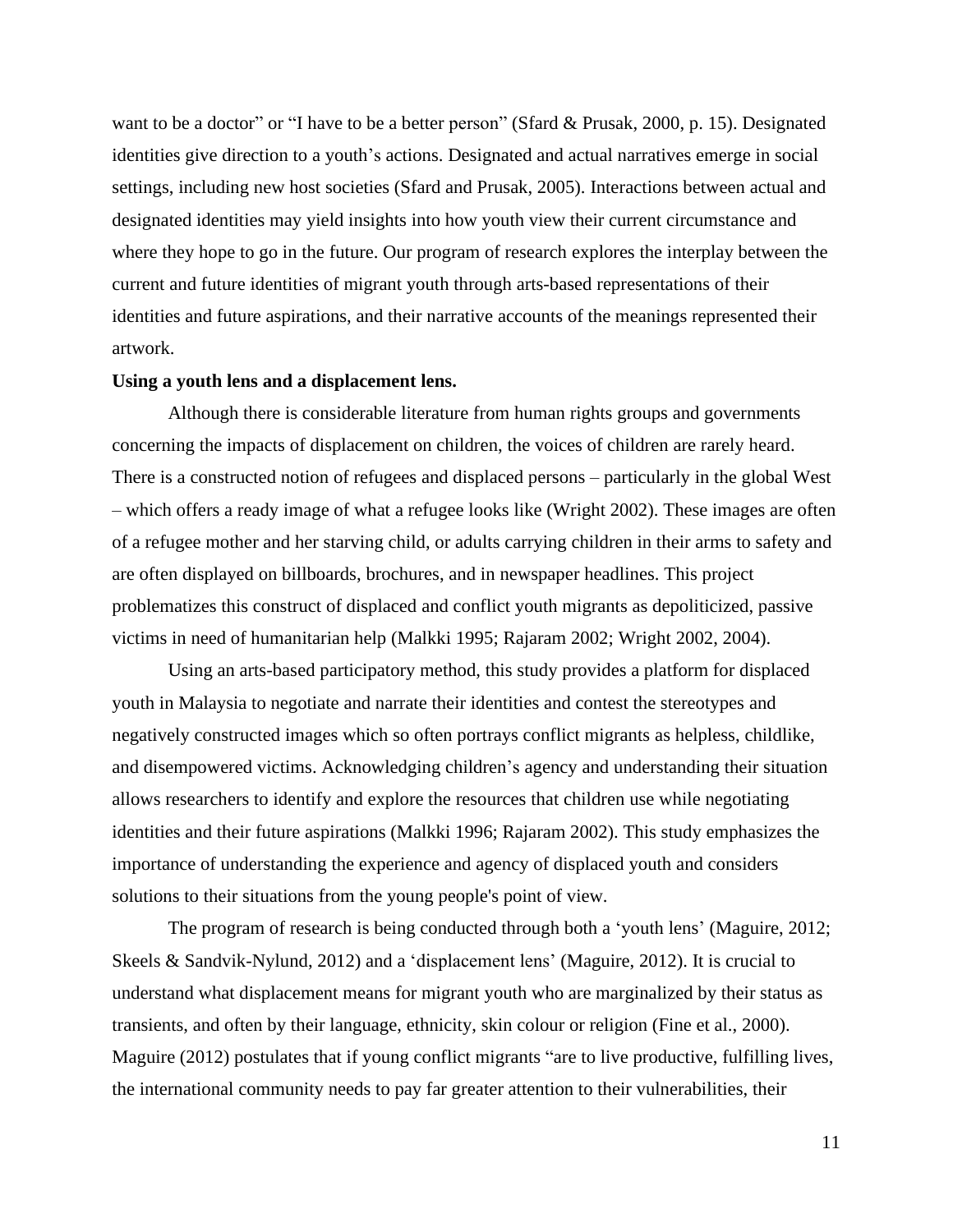want to be a doctor" or "I have to be a better person" (Sfard & Prusak, 2000, p. 15). Designated identities give direction to a youth's actions. Designated and actual narratives emerge in social settings, including new host societies (Sfard and Prusak, 2005). Interactions between actual and designated identities may yield insights into how youth view their current circumstance and where they hope to go in the future. Our program of research explores the interplay between the current and future identities of migrant youth through arts-based representations of their identities and future aspirations, and their narrative accounts of the meanings represented their artwork.

**Using a youth lens and a displacement lens.**

Although there is considerable literature from human rights groups and governments concerning the impacts of displacement on children, the voices of children are rarely heard. There is a constructed notion of refugees and displaced persons – particularly in the global West – which offers a ready image of what a refugee looks like (Wright 2002). These images are often of a refugee mother and her starving child, or adults carrying children in their arms to safety and are often displayed on billboards, brochures, and in newspaper headlines. This project problematizes this construct of displaced and conflict youth migrants as depoliticized, passive victims in need of humanitarian help (Malkki 1995; Rajaram 2002; Wright 2002, 2004).

Using an arts-based participatory method, this study provides a platform for displaced youth in Malaysia to negotiate and narrate their identities and contest the stereotypes and negatively constructed images which so often portrays conflict migrants as helpless, childlike, and disempowered victims. Acknowledging children's agency and understanding their situation allows researchers to identify and explore the resources that children use while negotiating identities and their future aspirations (Malkki 1996; Rajaram 2002). This study emphasizes the importance of understanding the experience and agency of displaced youth and considers solutions to their situations from the young people's point of view.

The program of research is being conducted through both a 'youth lens' (Maguire, 2012; Skeels & Sandvik-Nylund, 2012) and a 'displacement lens' (Maguire, 2012). It is crucial to understand what displacement means for migrant youth who are marginalized by their status as transients, and often by their language, ethnicity, skin colour or religion (Fine et al., 2000). Maguire (2012) postulates that if young conflict migrants "are to live productive, fulfilling lives, the international community needs to pay far greater attention to their vulnerabilities, their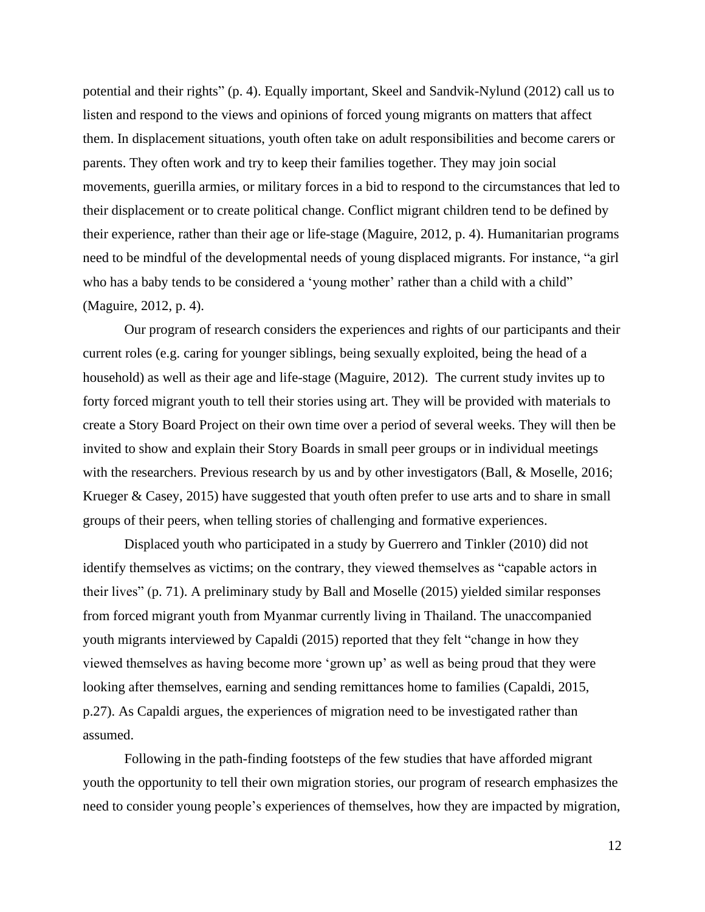potential and their rights" (p. 4). Equally important, Skeel and Sandvik-Nylund (2012) call us to listen and respond to the views and opinions of forced young migrants on matters that affect them. In displacement situations, youth often take on adult responsibilities and become carers or parents. They often work and try to keep their families together. They may join social movements, guerilla armies, or military forces in a bid to respond to the circumstances that led to their displacement or to create political change. Conflict migrant children tend to be defined by their experience, rather than their age or life-stage (Maguire, 2012, p. 4). Humanitarian programs need to be mindful of the developmental needs of young displaced migrants. For instance, "a girl who has a baby tends to be considered a 'young mother' rather than a child with a child" (Maguire, 2012, p. 4).

Our program of research considers the experiences and rights of our participants and their current roles (e.g. caring for younger siblings, being sexually exploited, being the head of a household) as well as their age and life-stage (Maguire, 2012). The current study invites up to forty forced migrant youth to tell their stories using art. They will be provided with materials to create a Story Board Project on their own time over a period of several weeks. They will then be invited to show and explain their Story Boards in small peer groups or in individual meetings with the researchers. Previous research by us and by other investigators (Ball, & Moselle, 2016; Krueger & Casey, 2015) have suggested that youth often prefer to use arts and to share in small groups of their peers, when telling stories of challenging and formative experiences.

Displaced youth who participated in a study by Guerrero and Tinkler (2010) did not identify themselves as victims; on the contrary, they viewed themselves as "capable actors in their lives" (p. 71). A preliminary study by Ball and Moselle (2015) yielded similar responses from forced migrant youth from Myanmar currently living in Thailand. The unaccompanied youth migrants interviewed by Capaldi (2015) reported that they felt "change in how they viewed themselves as having become more 'grown up' as well as being proud that they were looking after themselves, earning and sending remittances home to families (Capaldi, 2015, p.27). As Capaldi argues, the experiences of migration need to be investigated rather than assumed.

Following in the path-finding footsteps of the few studies that have afforded migrant youth the opportunity to tell their own migration stories, our program of research emphasizes the need to consider young people's experiences of themselves, how they are impacted by migration,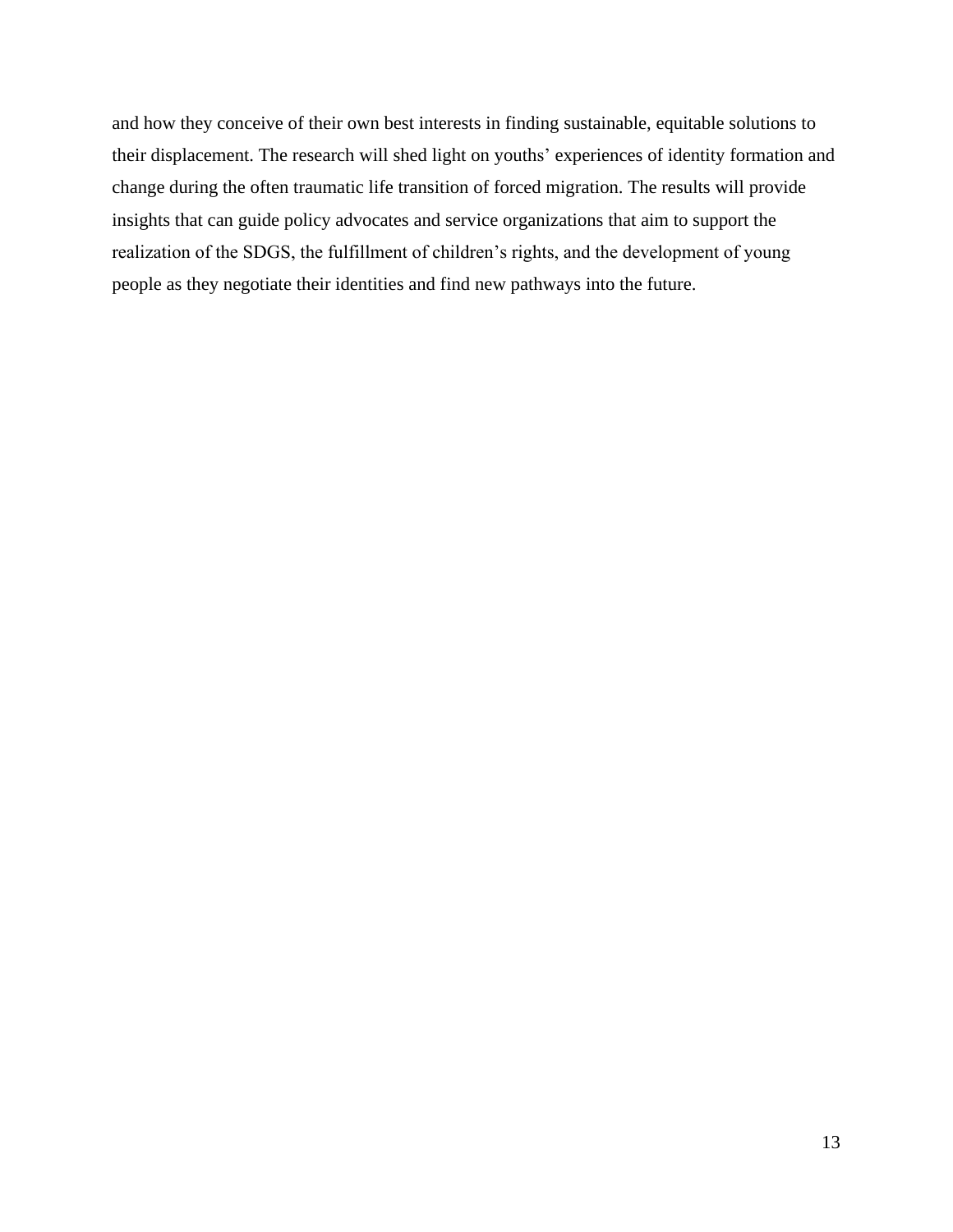and how they conceive of their own best interests in finding sustainable, equitable solutions to their displacement. The research will shed light on youths' experiences of identity formation and change during the often traumatic life transition of forced migration. The results will provide insights that can guide policy advocates and service organizations that aim to support the realization of the SDGS, the fulfillment of children's rights, and the development of young people as they negotiate their identities and find new pathways into the future.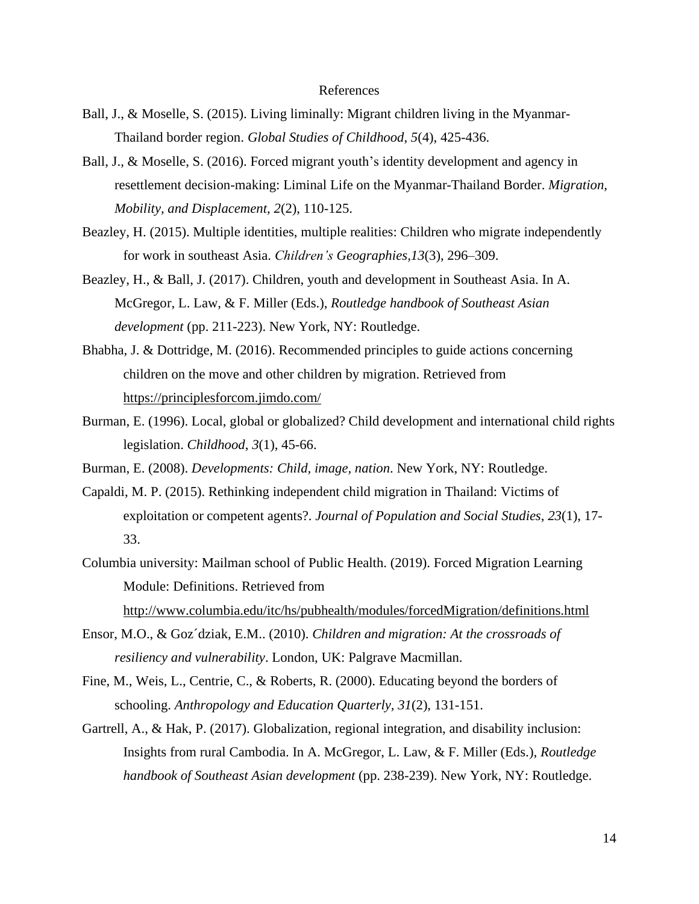# References

Ball, J., & Moselle, S. (2015). Living liminally: Migrant children living in the Myanmar-Thailand border region. *Global Studies of Childhood*, *5*(4), 425-436.

Ball, J., & Moselle, S. (2016). Forced migrant youth's identity development and agency in resettlement decision-making: Liminal Life on the Myanmar-Thailand Border. *Migration, Mobility, and Displacement, 2*(2), 110-125.

Beazley, H. (2015). Multiple identities, multiple realities: Children who migrate independently for work in southeast Asia. *Children's Geographies,13*(3), 296–309.

Beazley, H., & Ball, J. (2017). Children, youth and development in Southeast Asia. In A. McGregor, L. Law, & F. Miller (Eds.), *Routledge handbook of Southeast Asian development* (pp. 211-223). New York, NY: Routledge.

Bhabha, J. & Dottridge, M. (2016). Recommended principles to guide actions concerning children on the move and other children by migration. Retrieved from https://principlesforcom.jimdo.com/

Burman, E. (1996). Local, global or globalized? Child development and international child rights legislation. *Childhood*, *3*(1), 45-66.

Burman, E. (2008). *Developments: Child, image, nation*. New York, NY: Routledge.

Capaldi, M. P. (2015). Rethinking independent child migration in Thailand: Victims of exploitation or competent agents?. *Journal of Population and Social Studies*, *23*(1), 17-33.

Columbia university: Mailman school of Public Health. (2019). Forced Migration Learning Module: Definitions. Retrieved from http://www.columbia.edu/itc/hs/pubhealth/modules/forcedMigration/definitions.html

Ensor, M.O., & Goz´dziak, E.M.. (2010). *Children and migration: At the crossroads of resiliency and vulnerability*. London, UK: Palgrave Macmillan.

Fine, M., Weis, L., Centrie, C., & Roberts, R. (2000). Educating beyond the borders of schooling. *Anthropology and Education Quarterly, 31*(2), 131-151.

Gartrell, A., & Hak, P. (2017). Globalization, regional integration, and disability inclusion: Insights from rural Cambodia. In A. McGregor, L. Law, & F. Miller (Eds.), *Routledge handbook of Southeast Asian development* (pp. 238-239). New York, NY: Routledge.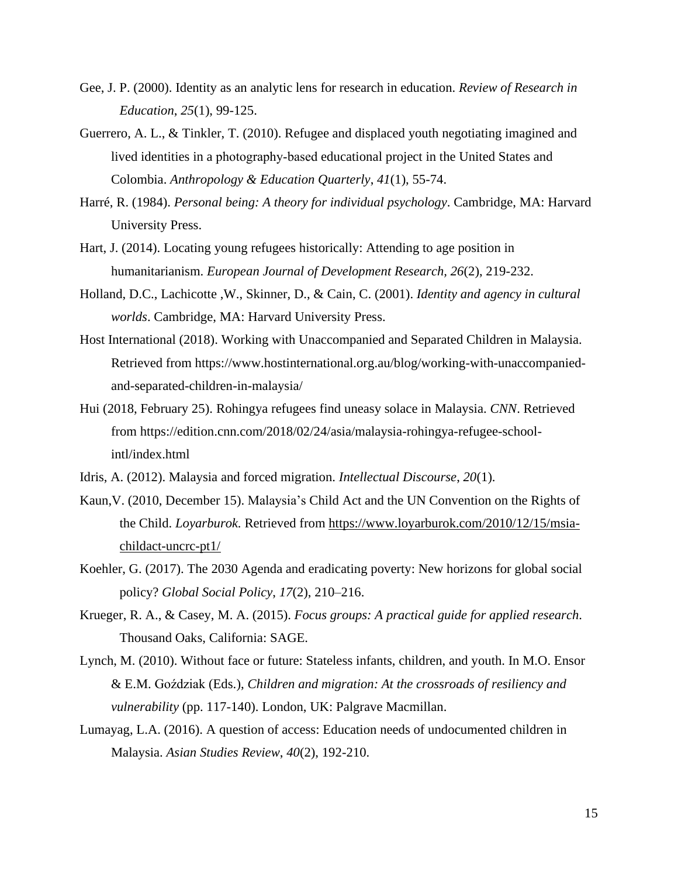Gee, J. P. (2000). Identity as an analytic lens for research in education. *Review of Research in Education*, *25*(1), 99-125.

Guerrero, A. L., & Tinkler, T. (2010). Refugee and displaced youth negotiating imagined and lived identities in a photography-based educational project in the United States and Colombia. *Anthropology & Education Quarterly*, *41*(1), 55-74.

Harré, R. (1984). *Personal being: A theory for individual psychology*. Cambridge, MA: Harvard University Press.

Hart, J. (2014). Locating young refugees historically: Attending to age position in humanitarianism. *European Journal of Development Research*, *26*(2), 219-232.

Holland, D.C., Lachicotte ,W., Skinner, D., & Cain, C. (2001). *Identity and agency in cultural worlds*. Cambridge, MA: Harvard University Press.

Host International (2018). Working with Unaccompanied and Separated Children in Malaysia. Retrieved from https://www.hostinternational.org.au/blog/working-with-unaccompanied-and-separated-children-in-malaysia/

Hui (2018, February 25). Rohingya refugees find uneasy solace in Malaysia. *CNN*. Retrieved from https://edition.cnn.com/2018/02/24/asia/malaysia-rohingya-refugee-school-intl/index.html

Idris, A. (2012). Malaysia and forced migration. *Intellectual Discourse*, *20*(1).

Kaun,V. (2010, December 15). Malaysia's Child Act and the UN Convention on the Rights of the Child. *Loyarburok.* Retrieved from https://www.loyarburok.com/2010/12/15/msia-childact-uncrc-pt1/

Koehler, G. (2017). The 2030 Agenda and eradicating poverty: New horizons for global social policy? *Global Social Policy*, *17*(2), 210–216.

Krueger, R. A., & Casey, M. A. (2015). *Focus groups: A practical guide for applied research*. Thousand Oaks, California: SAGE.

Lynch, M. (2010). Without face or future: Stateless infants, children, and youth. In M.O. Ensor & E.M. Goździak (Eds.), *Children and migration: At the crossroads of resiliency and vulnerability* (pp. 117-140). London, UK: Palgrave Macmillan.

Lumayag, L.A. (2016). A question of access: Education needs of undocumented children in Malaysia. *Asian Studies Review*, *40*(2), 192-210.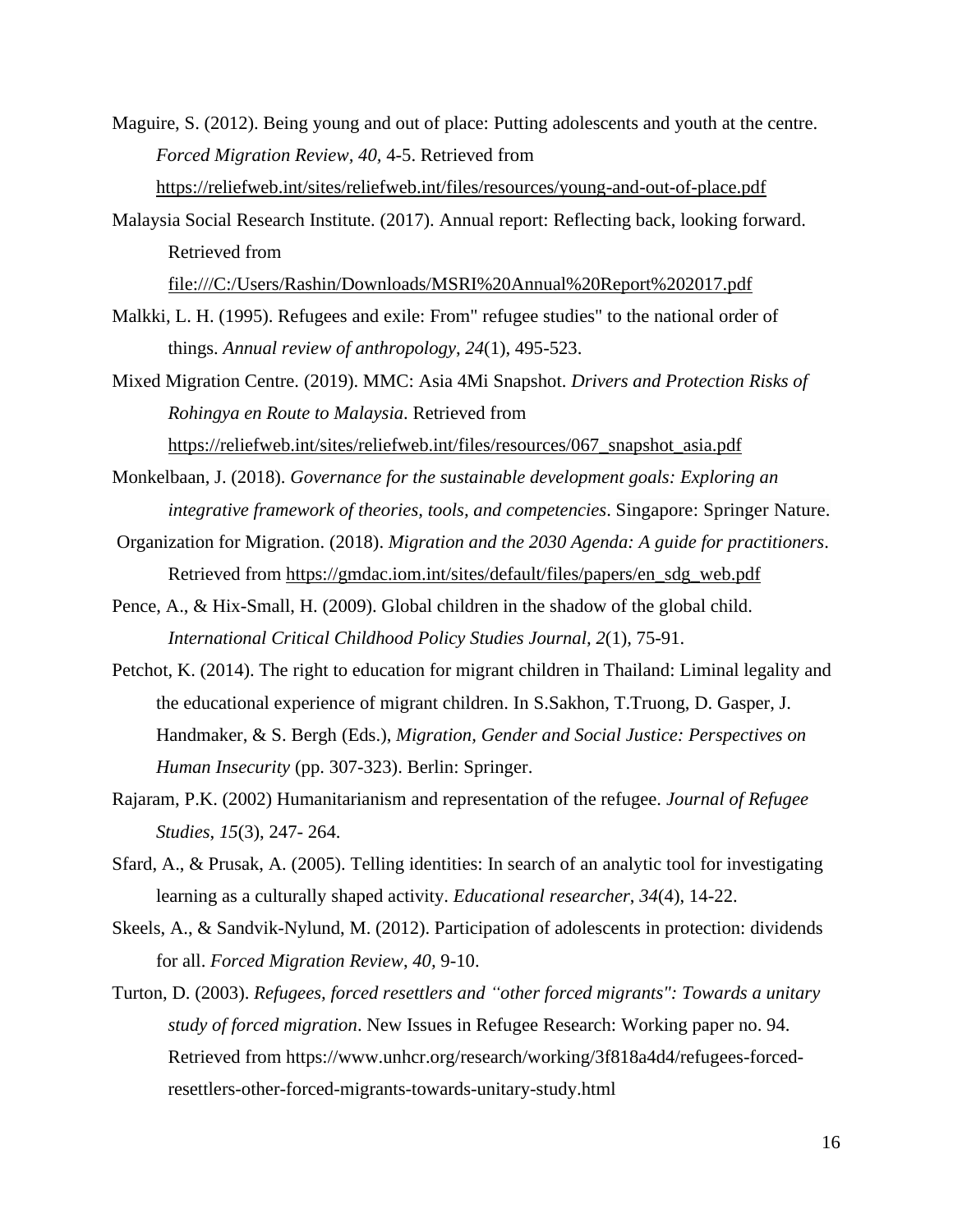Maguire, S. (2012). Being young and out of place: Putting adolescents and youth at the centre. *Forced Migration Review, 40*, 4-5. Retrieved from https://reliefweb.int/sites/reliefweb.int/files/resources/young-and-out-of-place.pdf

Malaysia Social Research Institute. (2017). Annual report: Reflecting back, looking forward. Retrieved from file:///C:/Users/Rashin/Downloads/MSRI%20Annual%20Report%202017.pdf

Malkki, L. H. (1995). Refugees and exile: From" refugee studies" to the national order of things. *Annual review of anthropology*, *24*(1), 495-523.

Mixed Migration Centre. (2019). MMC: Asia 4Mi Snapshot. *Drivers and Protection Risks of Rohingya en Route to Malaysia*. Retrieved from https://reliefweb.int/sites/reliefweb.int/files/resources/067_snapshot_asia.pdf

Monkelbaan, J. (2018). *Governance for the sustainable development goals: Exploring an integrative framework of theories, tools, and competencies*. Singapore: Springer Nature.

Organization for Migration. (2018). *Migration and the 2030 Agenda: A guide for practitioners*. Retrieved from https://gmdac.iom.int/sites/default/files/papers/en_sdg_web.pdf

Pence, A., & Hix-Small, H. (2009). Global children in the shadow of the global child. *International Critical Childhood Policy Studies Journal, 2*(1), 75-91.

Petchot, K. (2014). The right to education for migrant children in Thailand: Liminal legality and the educational experience of migrant children. In S.Sakhon, T.Truong, D. Gasper, J. Handmaker, & S. Bergh (Eds.), *Migration, Gender and Social Justice: Perspectives on Human Insecurity* (pp. 307-323). Berlin: Springer.

Rajaram, P.K. (2002) Humanitarianism and representation of the refugee. *Journal of Refugee Studies*, *15*(3), 247- 264.

Sfard, A., & Prusak, A. (2005). Telling identities: In search of an analytic tool for investigating learning as a culturally shaped activity. *Educational researcher*, *34*(4), 14-22.

Skeels, A., & Sandvik-Nylund, M. (2012). Participation of adolescents in protection: dividends for all. *Forced Migration Review, 40,* 9-10.

Turton, D. (2003). *Refugees, forced resettlers and "other forced migrants": Towards a unitary study of forced migration*. New Issues in Refugee Research: Working paper no. 94. Retrieved from https://www.unhcr.org/research/working/3f818a4d4/refugees-forced-resettlers-other-forced-migrants-towards-unitary-study.html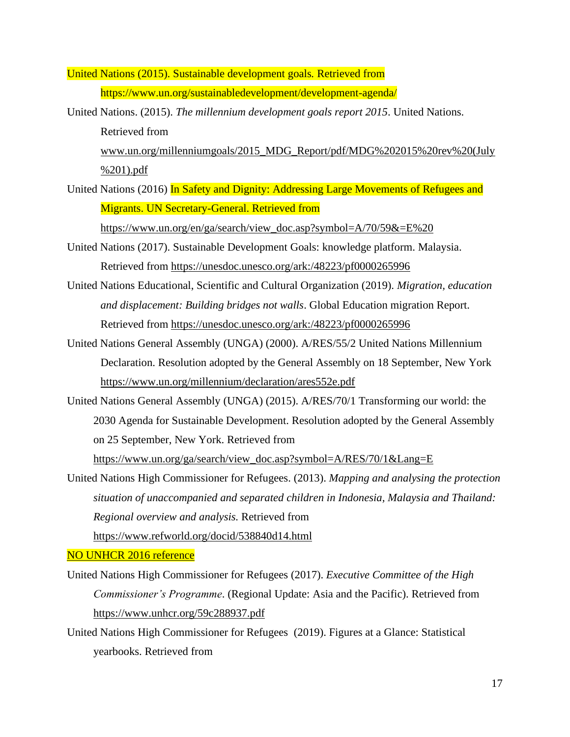United Nations (2015). Sustainable development goals. Retrieved from https://www.un.org/sustainabledevelopment/development-agenda/

United Nations. (2015). *The millennium development goals report 2015*. United Nations. Retrieved from www.un.org/millenniumgoals/2015_MDG_Report/pdf/MDG%202015%20rev%20(July%201).pdf

United Nations (2016) In Safety and Dignity: Addressing Large Movements of Refugees and Migrants. UN Secretary-General. Retrieved from https://www.un.org/en/ga/search/view_doc.asp?symbol=A/70/59&=E%20

United Nations (2017). Sustainable Development Goals: knowledge platform. Malaysia. Retrieved from https://unesdoc.unesco.org/ark:/48223/pf0000265996

United Nations Educational, Scientific and Cultural Organization (2019). *Migration, education and displacement: Building bridges not walls*. Global Education migration Report. Retrieved from https://unesdoc.unesco.org/ark:/48223/pf0000265996

United Nations General Assembly (UNGA) (2000). A/RES/55/2 United Nations Millennium Declaration. Resolution adopted by the General Assembly on 18 September, New York https://www.un.org/millennium/declaration/ares552e.pdf

United Nations General Assembly (UNGA) (2015). A/RES/70/1 Transforming our world: the 2030 Agenda for Sustainable Development. Resolution adopted by the General Assembly on 25 September, New York. Retrieved from https://www.un.org/ga/search/view_doc.asp?symbol=A/RES/70/1&Lang=E

United Nations High Commissioner for Refugees. (2013). *Mapping and analysing the protection situation of unaccompanied and separated children in Indonesia, Malaysia and Thailand: Regional overview and analysis.* Retrieved from https://www.refworld.org/docid/538840d14.html

NO UNHCR 2016 reference

United Nations High Commissioner for Refugees (2017). *Executive Committee of the High Commissioner's Programme*. (Regional Update: Asia and the Pacific). Retrieved from https://www.unhcr.org/59c288937.pdf

United Nations High Commissioner for Refugees (2019). Figures at a Glance: Statistical yearbooks. Retrieved from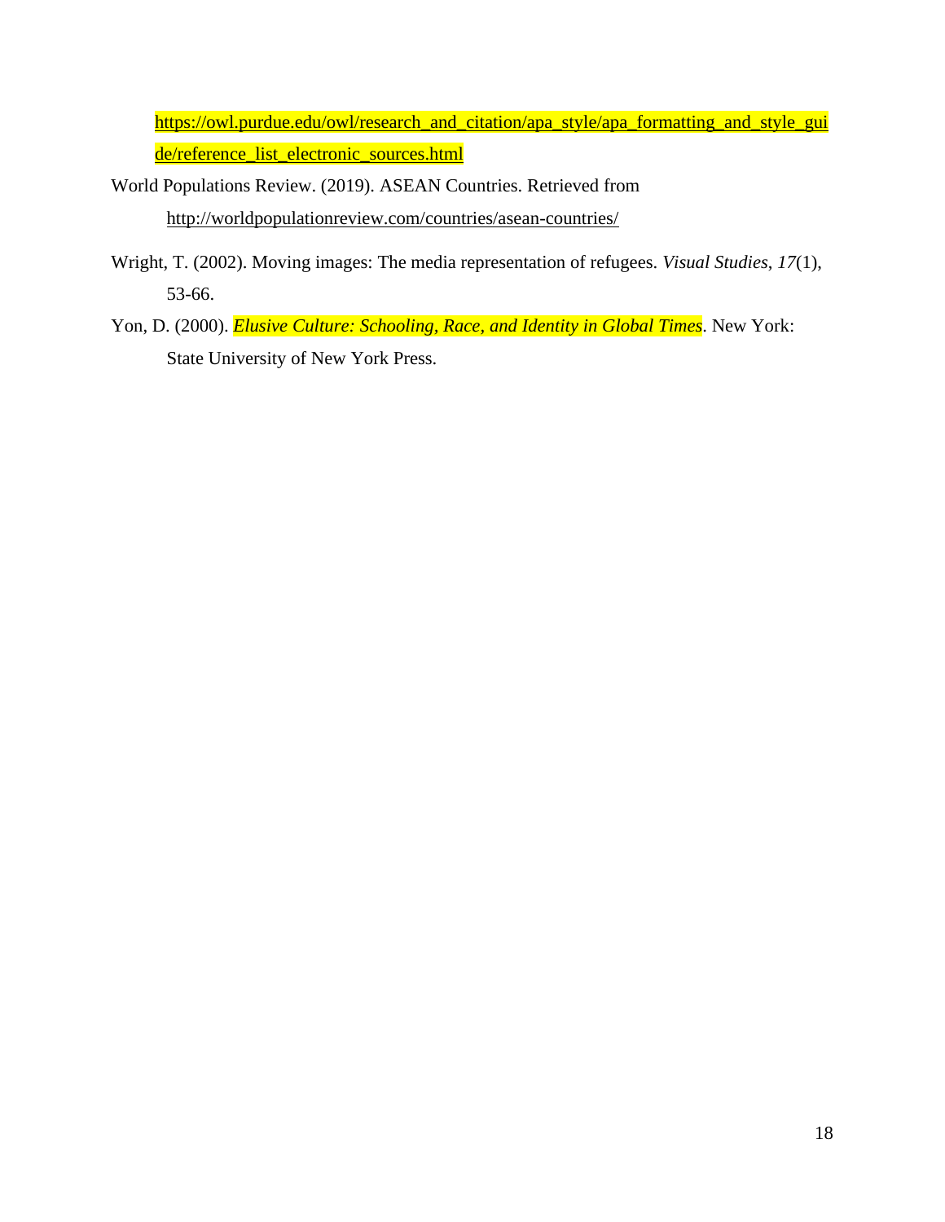https://owl.purdue.edu/owl/research_and_citation/apa_style/apa_formatting_and_style_guide/reference_list_electronic_sources.html

World Populations Review. (2019). ASEAN Countries. Retrieved from http://worldpopulationreview.com/countries/asean-countries/

Wright, T. (2002). Moving images: The media representation of refugees. *Visual Studies*, *17*(1), 53-66.

Yon, D. (2000). *Elusive Culture: Schooling, Race, and Identity in Global Times*. New York: State University of New York Press.